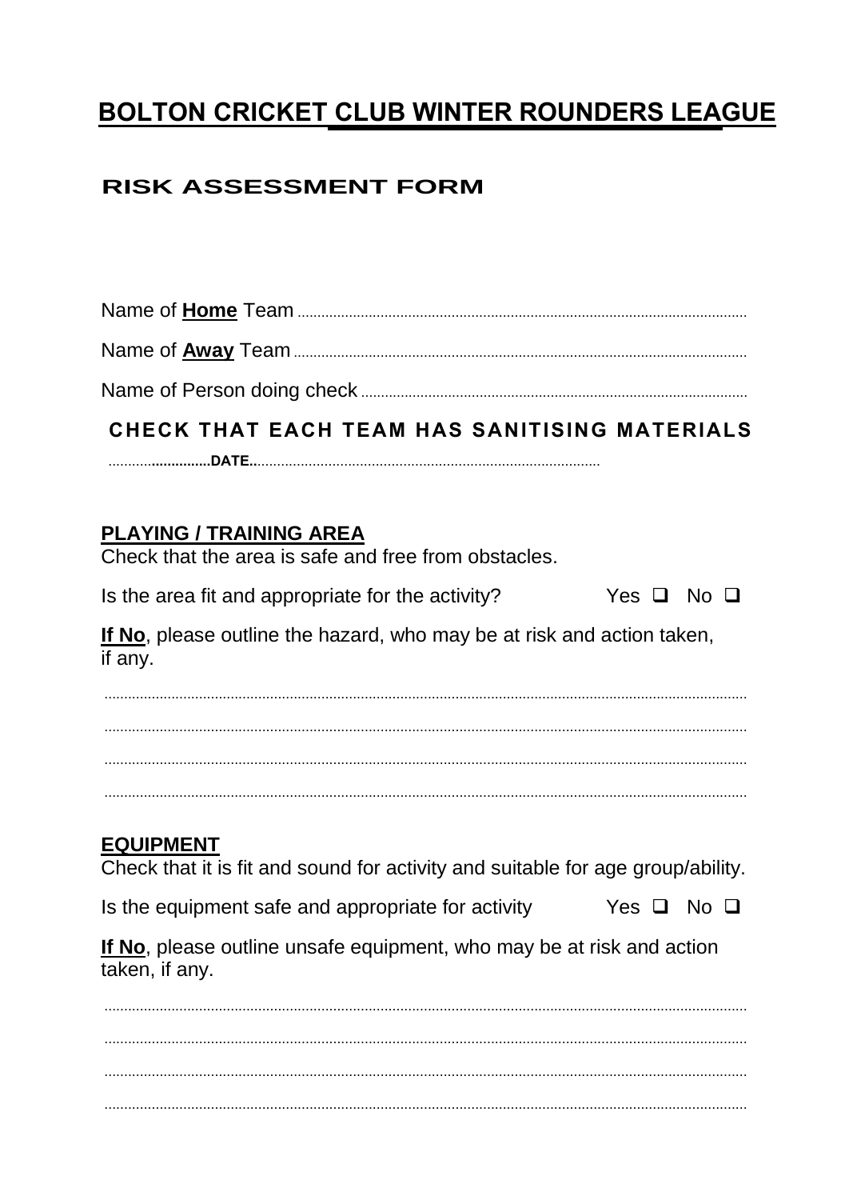# BOLTON CRICKET CLUB WINTER ROUNDERS LEAGUE

## RISK ASSESSMENT FORM

Name of **Home** Team ................................................................................................................

Name of **Away** Team ................................................................................................................

Name of Person doing check ................................................................................................

**CHECK THAT EACH TEAM HAS SANITISING MATERIALS**

.........................**DATE**......................................................................................

### PLAYING / TRAINING AREA

Check that the area is safe and free from obstacles.

Is the area fit and appropriate for the activity? Yes ❑ No ❑

**If No**, please outline the hazard, who may be at risk and action taken, if any.

.................................................................................................................................................

.................................................................................................................................................

.................................................................................................................................................

.................................................................................................................................................

### EQUIPMENT

Check that it is fit and sound for activity and suitable for age group/ability.

Is the equipment safe and appropriate for activity Yes ❑ No ❑

**If No**, please outline unsafe equipment, who may be at risk and action taken, if any.

.................................................................................................................................................

.................................................................................................................................................

.................................................................................................................................................

.................................................................................................................................................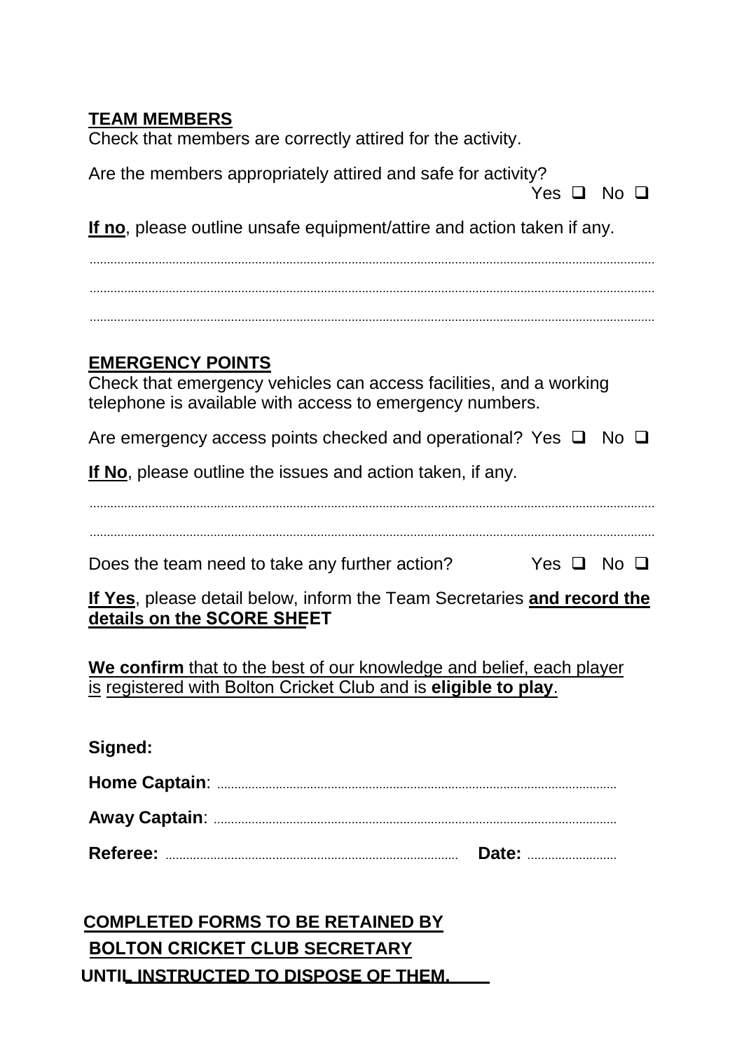**TEAM MEMBERS**
Check that members are correctly attired for the activity.

Are the members appropriately attired and safe for activity?
Yes ☐ No ☐

**If no**, please outline unsafe equipment/attire and action taken if any.

.................................................................................................................................................

.................................................................................................................................................

.................................................................................................................................................

**EMERGENCY POINTS**
Check that emergency vehicles can access facilities, and a working telephone is available with access to emergency numbers.

Are emergency access points checked and operational? Yes ☐ No ☐

**If No**, please outline the issues and action taken, if any.

.................................................................................................................................................

.................................................................................................................................................

Does the team need to take any further action? Yes ☐ No ☐

**If Yes**, please detail below, inform the Team Secretaries **and record the details on the SCORE SHEET**

**We confirm** that to the best of our knowledge and belief, each player is registered with Bolton Cricket Club and is **eligible to play**.

**Signed:**

**Home Captain**: ..................................................................................................

**Away Captain**: ..................................................................................................

**Referee:** .................................................................................... **Date:** ..........................

**COMPLETED FORMS TO BE RETAINED BY**
**BOLTON CRICKET CLUB SECRETARY**
**UNTIL INSTRUCTED TO DISPOSE OF THEM.**